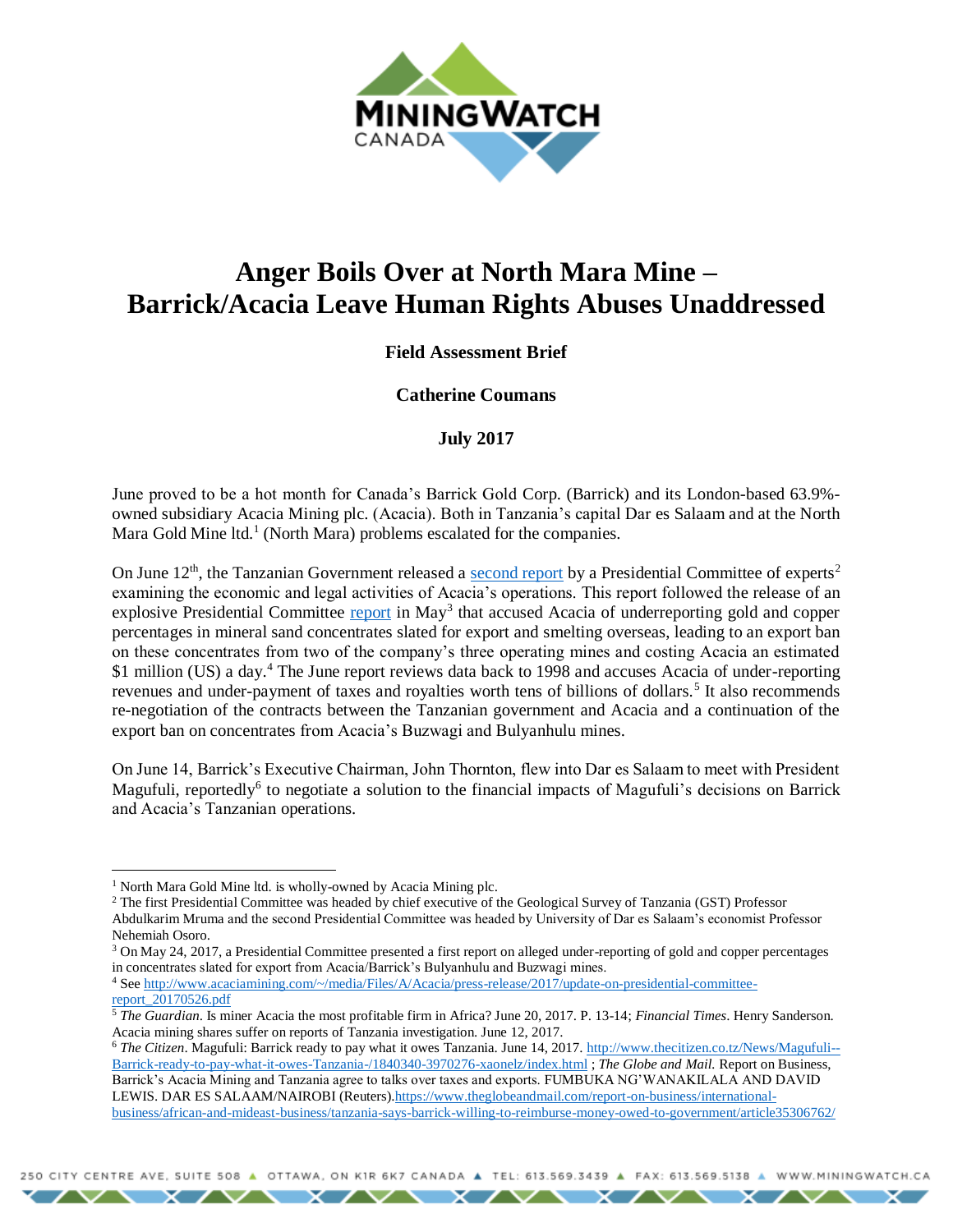# Anger Boils Over at North Mara Mine – Barrick/Acacia Leave Human Rights Abuses Unaddressed

**Field Assessment Brief**

**Catherine Coumans**

**July 2017**

June proved to be a hot month for Canada's Barrick Gold Corp. (Barrick) and its London-based 63.9%-owned subsidiary Acacia Mining plc. (Acacia). Both in Tanzania's capital Dar es Salaam and at the North Mara Gold Mine ltd.[1] (North Mara) problems escalated for the companies.

On June 12th, the Tanzanian Government released a second report by a Presidential Committee of experts[2] examining the economic and legal activities of Acacia's operations. This report followed the release of an explosive Presidential Committee report in May[3] that accused Acacia of underreporting gold and copper percentages in mineral sand concentrates slated for export and smelting overseas, leading to an export ban on these concentrates from two of the company's three operating mines and costing Acacia an estimated $1 million (US) a day.[4] The June report reviews data back to 1998 and accuses Acacia of under-reporting revenues and under-payment of taxes and royalties worth tens of billions of dollars.[5] It also recommends re-negotiation of the contracts between the Tanzanian government and Acacia and a continuation of the export ban on concentrates from Acacia's Buzwagi and Bulyanhulu mines.

On June 14, Barrick's Executive Chairman, John Thornton, flew into Dar es Salaam to meet with President Magufuli, reportedly[6] to negotiate a solution to the financial impacts of Magufuli's decisions on Barrick and Acacia's Tanzanian operations.

---

[1] North Mara Gold Mine ltd. is wholly-owned by Acacia Mining plc.

[2] The first Presidential Committee was headed by chief executive of the Geological Survey of Tanzania (GST) Professor Abdulkarim Mruma and the second Presidential Committee was headed by University of Dar es Salaam's economist Professor Nehemiah Osoro.

[3] On May 24, 2017, a Presidential Committee presented a first report on alleged under-reporting of gold and copper percentages in concentrates slated for export from Acacia/Barrick's Bulyanhulu and Buzwagi mines.

[4] See http://www.acaciamining.com/~/media/Files/A/Acacia/press-release/2017/update-on-presidential-committee-report_20170526.pdf

[5] *The Guardian*. Is miner Acacia the most profitable firm in Africa? June 20, 2017. P. 13-14; *Financial Times*. Henry Sanderson. Acacia mining shares suffer on reports of Tanzania investigation. June 12, 2017.

[6] *The Citizen*. Magufuli: Barrick ready to pay what it owes Tanzania. June 14, 2017. http://www.thecitizen.co.tz/News/Magufuli--Barrick-ready-to-pay-what-it-owes-Tanzania-/1840340-3970276-xaonelz/index.html ; *The Globe and Mail.* Report on Business, Barrick's Acacia Mining and Tanzania agree to talks over taxes and exports. FUMBUKA NG'WANAKILALA AND DAVID LEWIS. DAR ES SALAAM/NAIROBI (Reuters).https://www.theglobeandmail.com/report-on-business/international-business/african-and-mideast-business/tanzania-says-barrick-willing-to-reimburse-money-owed-to-government/article35306762/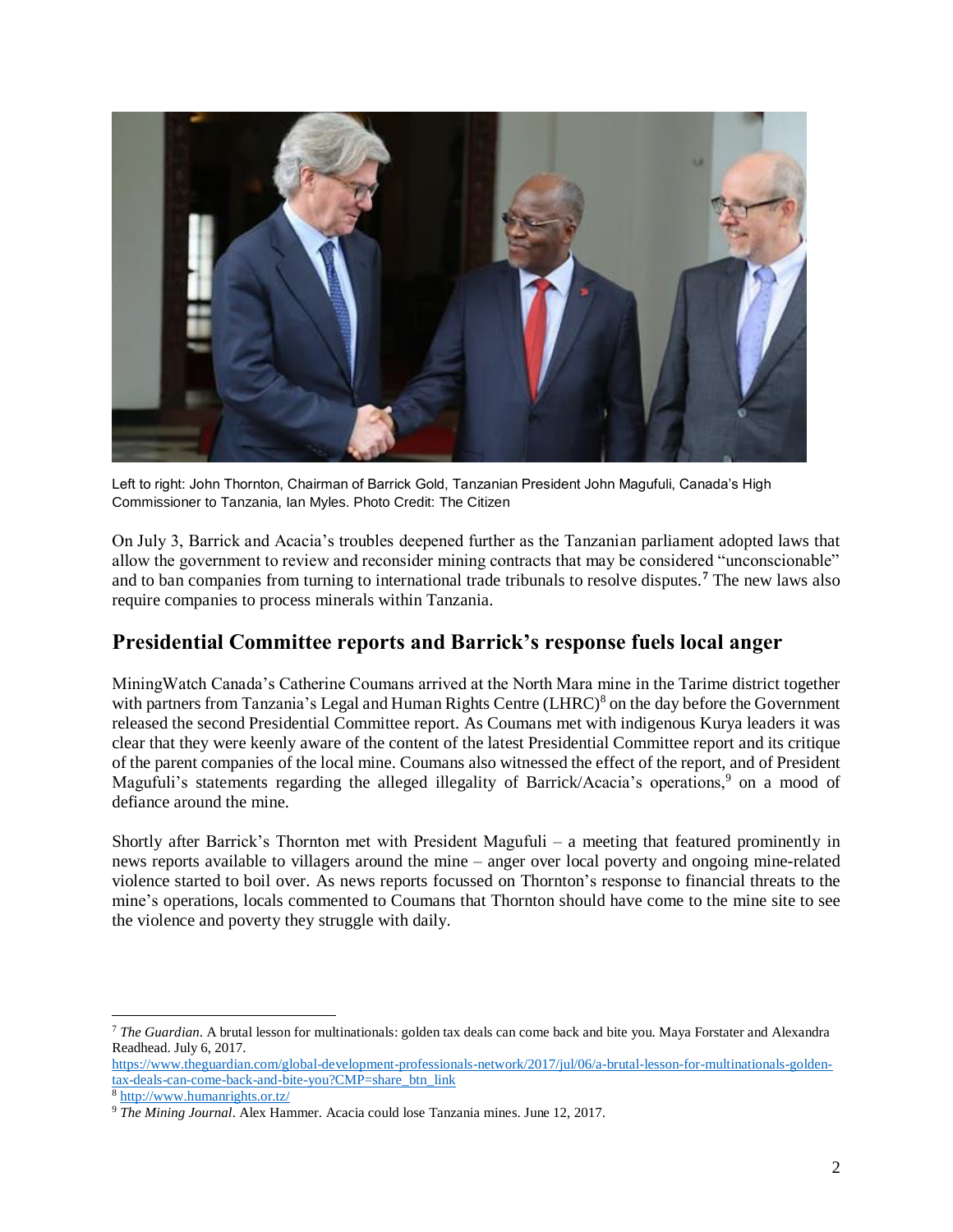Left to right: John Thornton, Chairman of Barrick Gold, Tanzanian President John Magufuli, Canada's High Commissioner to Tanzania, Ian Myles. Photo Credit: The Citizen

On July 3, Barrick and Acacia's troubles deepened further as the Tanzanian parliament adopted laws that allow the government to review and reconsider mining contracts that may be considered "unconscionable" and to ban companies from turning to international trade tribunals to resolve disputes.[7] The new laws also require companies to process minerals within Tanzania.

## Presidential Committee reports and Barrick's response fuels local anger

MiningWatch Canada's Catherine Coumans arrived at the North Mara mine in the Tarime district together with partners from Tanzania's Legal and Human Rights Centre (LHRC)[8] on the day before the Government released the second Presidential Committee report. As Coumans met with indigenous Kurya leaders it was clear that they were keenly aware of the content of the latest Presidential Committee report and its critique of the parent companies of the local mine. Coumans also witnessed the effect of the report, and of President Magufuli's statements regarding the alleged illegality of Barrick/Acacia's operations,[9] on a mood of defiance around the mine.

Shortly after Barrick's Thornton met with President Magufuli – a meeting that featured prominently in news reports available to villagers around the mine – anger over local poverty and ongoing mine-related violence started to boil over. As news reports focussed on Thornton's response to financial threats to the mine's operations, locals commented to Coumans that Thornton should have come to the mine site to see the violence and poverty they struggle with daily.

---

[7] *The Guardian*. A brutal lesson for multinationals: golden tax deals can come back and bite you. Maya Forstater and Alexandra Readhead. July 6, 2017. https://www.theguardian.com/global-development-professionals-network/2017/jul/06/a-brutal-lesson-for-multinationals-golden-tax-deals-can-come-back-and-bite-you?CMP=share_btn_link

[8] http://www.humanrights.or.tz/

[9] *The Mining Journal*. Alex Hammer. Acacia could lose Tanzania mines. June 12, 2017.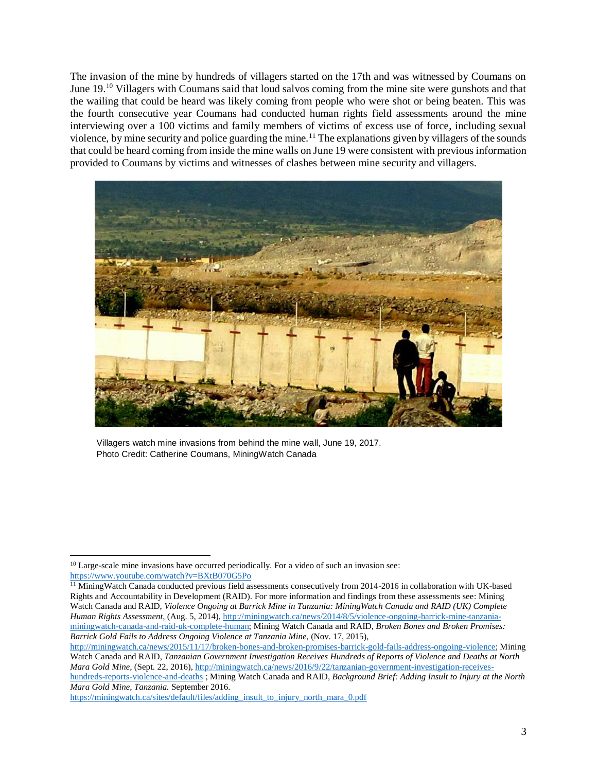The invasion of the mine by hundreds of villagers started on the 17th and was witnessed by Coumans on June 19.[10] Villagers with Coumans said that loud salvos coming from the mine site were gunshots and that the wailing that could be heard was likely coming from people who were shot or being beaten. This was the fourth consecutive year Coumans had conducted human rights field assessments around the mine interviewing over a 100 victims and family members of victims of excess use of force, including sexual violence, by mine security and police guarding the mine.[11] The explanations given by villagers of the sounds that could be heard coming from inside the mine walls on June 19 were consistent with previous information provided to Coumans by victims and witnesses of clashes between mine security and villagers.

Villagers watch mine invasions from behind the mine wall, June 19, 2017.
Photo Credit: Catherine Coumans, MiningWatch Canada

---

[10] Large-scale mine invasions have occurred periodically. For a video of such an invasion see: https://www.youtube.com/watch?v=BXtB070G5Po

[11] MiningWatch Canada conducted previous field assessments consecutively from 2014-2016 in collaboration with UK-based Rights and Accountability in Development (RAID). For more information and findings from these assessments see: Mining Watch Canada and RAID, *Violence Ongoing at Barrick Mine in Tanzania: MiningWatch Canada and RAID (UK) Complete Human Rights Assessment,* (Aug. 5, 2014), http://miningwatch.ca/news/2014/8/5/violence-ongoing-barrick-mine-tanzania-miningwatch-canada-and-raid-uk-complete-human; Mining Watch Canada and RAID, *Broken Bones and Broken Promises: Barrick Gold Fails to Address Ongoing Violence at Tanzania Mine,* (Nov. 17, 2015), http://miningwatch.ca/news/2015/11/17/broken-bones-and-broken-promises-barrick-gold-fails-address-ongoing-violence; Mining Watch Canada and RAID, *Tanzanian Government Investigation Receives Hundreds of Reports of Violence and Deaths at North Mara Gold Mine,* (Sept. 22, 2016), http://miningwatch.ca/news/2016/9/22/tanzanian-government-investigation-receives-hundreds-reports-violence-and-deaths ; Mining Watch Canada and RAID, *Background Brief: Adding Insult to Injury at the North Mara Gold Mine, Tanzania.* September 2016. https://miningwatch.ca/sites/default/files/adding_insult_to_injury_north_mara_0.pdf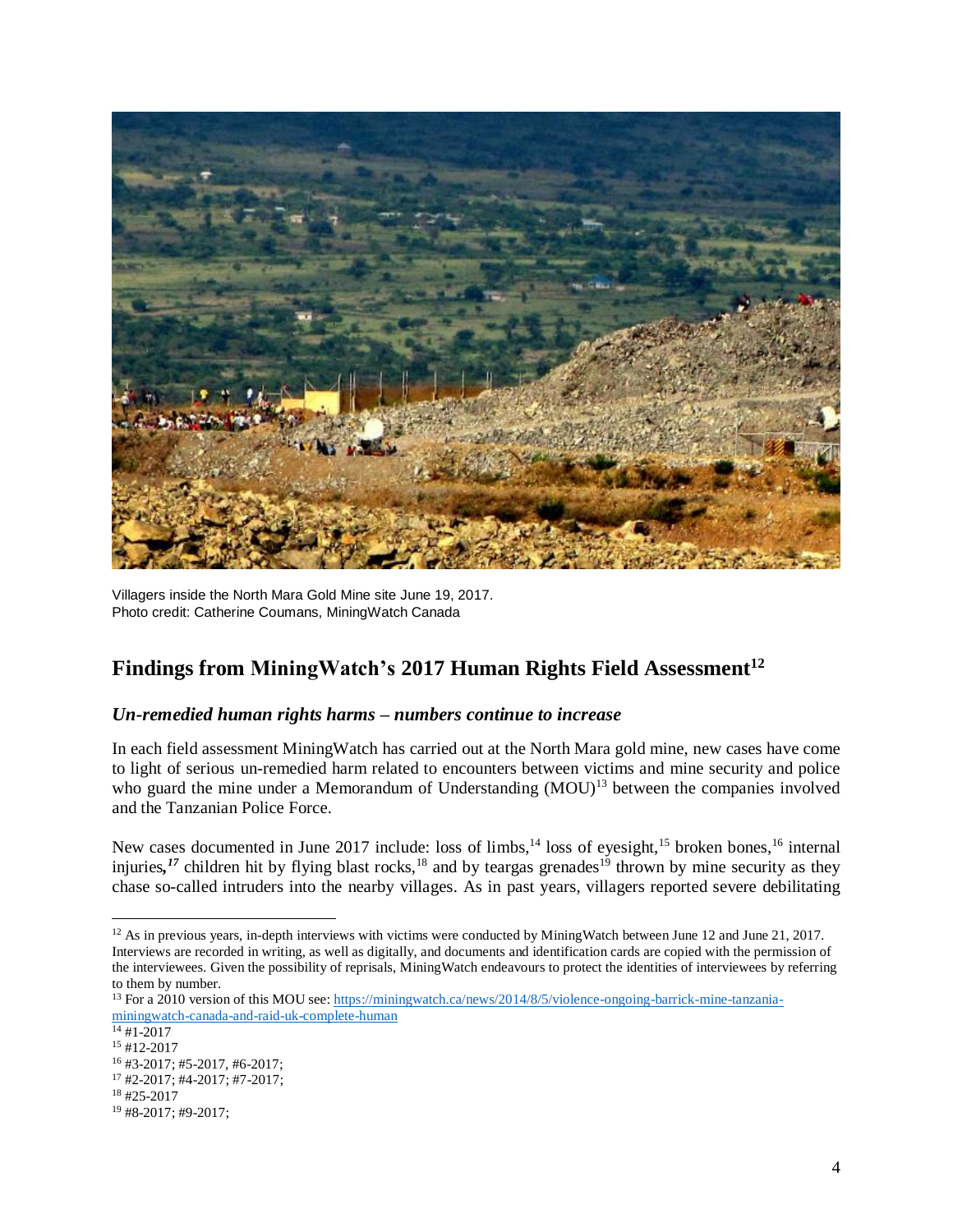Villagers inside the North Mara Gold Mine site June 19, 2017.
Photo credit: Catherine Coumans, MiningWatch Canada

## Findings from MiningWatch's 2017 Human Rights Field Assessment[12]

### *Un-remedied human rights harms – numbers continue to increase*

In each field assessment MiningWatch has carried out at the North Mara gold mine, new cases have come to light of serious un-remedied harm related to encounters between victims and mine security and police who guard the mine under a Memorandum of Understanding (MOU)[13] between the companies involved and the Tanzanian Police Force.

New cases documented in June 2017 include: loss of limbs,[14] loss of eyesight,[15] broken bones,[16] internal injuries,[17] children hit by flying blast rocks,[18] and by teargas grenades[19] thrown by mine security as they chase so-called intruders into the nearby villages. As in past years, villagers reported severe debilitating

---

[12] As in previous years, in-depth interviews with victims were conducted by MiningWatch between June 12 and June 21, 2017. Interviews are recorded in writing, as well as digitally, and documents and identification cards are copied with the permission of the interviewees. Given the possibility of reprisals, MiningWatch endeavours to protect the identities of interviewees by referring to them by number.

[13] For a 2010 version of this MOU see: [https://miningwatch.ca/news/2014/8/5/violence-ongoing-barrick-mine-tanzania-miningwatch-canada-and-raid-uk-complete-human](https://miningwatch.ca/news/2014/8/5/violence-ongoing-barrick-mine-tanzania-miningwatch-canada-and-raid-uk-complete-human)

[14] #1-2017

[15] #12-2017

[16] #3-2017; #5-2017, #6-2017;

[17] #2-2017; #4-2017; #7-2017;

[18] #25-2017

[19] #8-2017; #9-2017;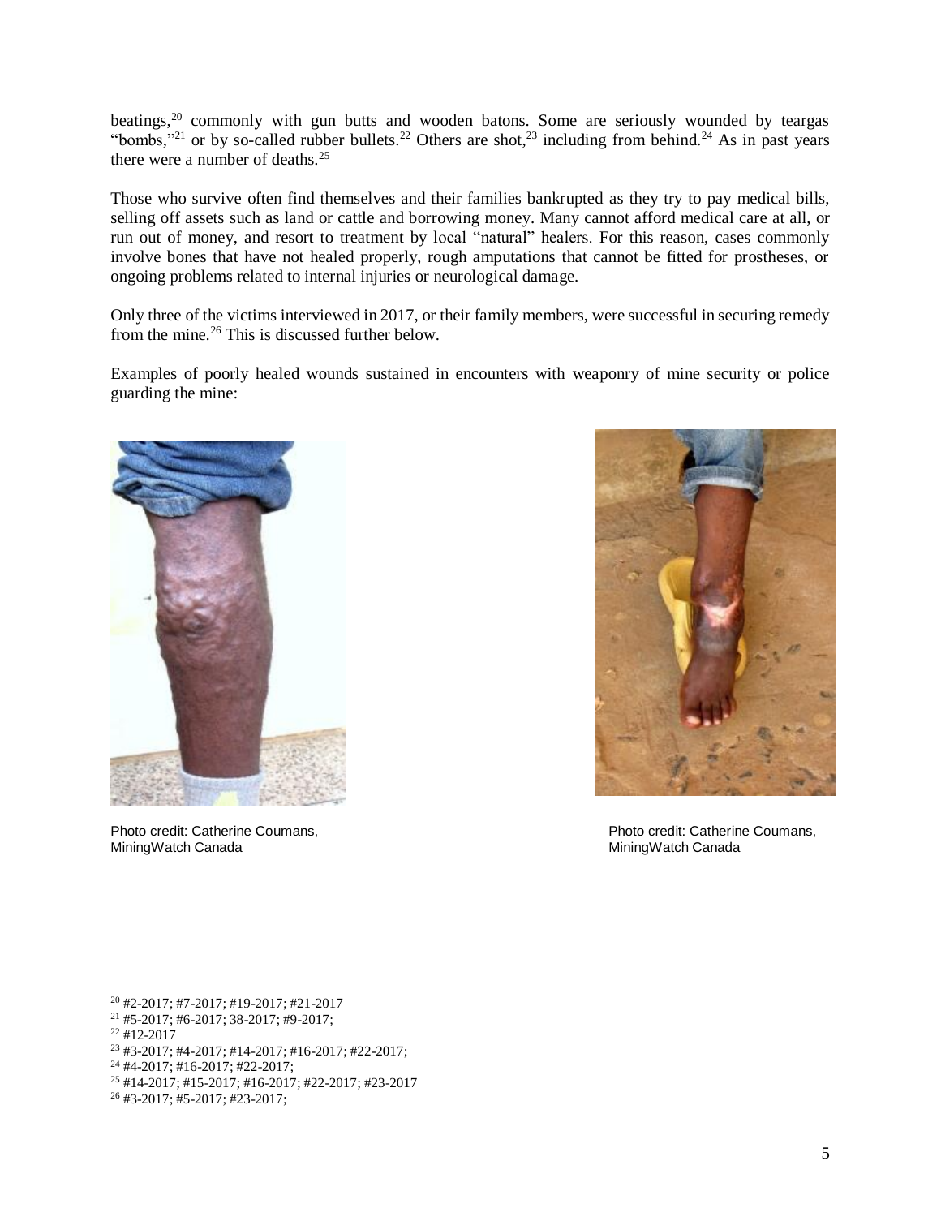beatings,[20] commonly with gun butts and wooden batons. Some are seriously wounded by teargas "bombs,"[21] or by so-called rubber bullets.[22] Others are shot,[23] including from behind.[24] As in past years there were a number of deaths.[25]

Those who survive often find themselves and their families bankrupted as they try to pay medical bills, selling off assets such as land or cattle and borrowing money. Many cannot afford medical care at all, or run out of money, and resort to treatment by local "natural" healers. For this reason, cases commonly involve bones that have not healed properly, rough amputations that cannot be fitted for prostheses, or ongoing problems related to internal injuries or neurological damage.

Only three of the victims interviewed in 2017, or their family members, were successful in securing remedy from the mine.[26] This is discussed further below.

Examples of poorly healed wounds sustained in encounters with weaponry of mine security or police guarding the mine:

Photo credit: Catherine Coumans, MiningWatch Canada

Photo credit: Catherine Coumans, MiningWatch Canada

---

[20] #2-2017; #7-2017; #19-2017; #21-2017

[21] #5-2017; #6-2017; 38-2017; #9-2017;

[22] #12-2017

[23] #3-2017; #4-2017; #14-2017; #16-2017; #22-2017;

[24] #4-2017; #16-2017; #22-2017;

[25] #14-2017; #15-2017; #16-2017; #22-2017; #23-2017

[26] #3-2017; #5-2017; #23-2017;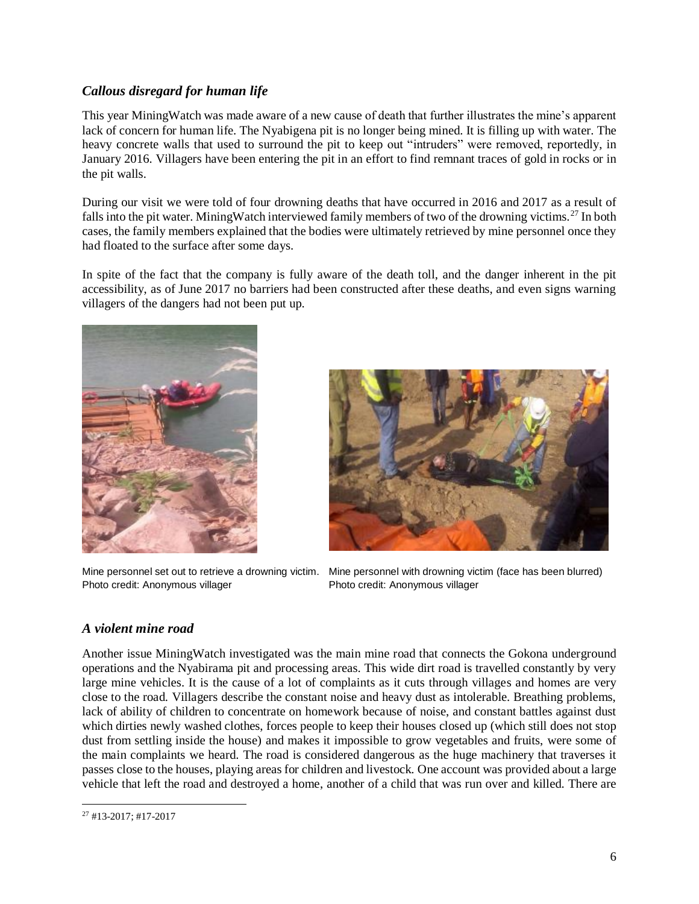### *Callous disregard for human life*

This year MiningWatch was made aware of a new cause of death that further illustrates the mine's apparent lack of concern for human life. The Nyabigena pit is no longer being mined. It is filling up with water. The heavy concrete walls that used to surround the pit to keep out "intruders" were removed, reportedly, in January 2016. Villagers have been entering the pit in an effort to find remnant traces of gold in rocks or in the pit walls.

During our visit we were told of four drowning deaths that have occurred in 2016 and 2017 as a result of falls into the pit water. MiningWatch interviewed family members of two of the drowning victims.[27] In both cases, the family members explained that the bodies were ultimately retrieved by mine personnel once they had floated to the surface after some days.

In spite of the fact that the company is fully aware of the death toll, and the danger inherent in the pit accessibility, as of June 2017 no barriers had been constructed after these deaths, and even signs warning villagers of the dangers had not been put up.

Mine personnel set out to retrieve a drowning victim.
Photo credit: Anonymous villager

Mine personnel with drowning victim (face has been blurred)
Photo credit: Anonymous villager

### *A violent mine road*

Another issue MiningWatch investigated was the main mine road that connects the Gokona underground operations and the Nyabirama pit and processing areas. This wide dirt road is travelled constantly by very large mine vehicles. It is the cause of a lot of complaints as it cuts through villages and homes are very close to the road. Villagers describe the constant noise and heavy dust as intolerable. Breathing problems, lack of ability of children to concentrate on homework because of noise, and constant battles against dust which dirties newly washed clothes, forces people to keep their houses closed up (which still does not stop dust from settling inside the house) and makes it impossible to grow vegetables and fruits, were some of the main complaints we heard. The road is considered dangerous as the huge machinery that traverses it passes close to the houses, playing areas for children and livestock. One account was provided about a large vehicle that left the road and destroyed a home, another of a child that was run over and killed. There are

[27] #13-2017; #17-2017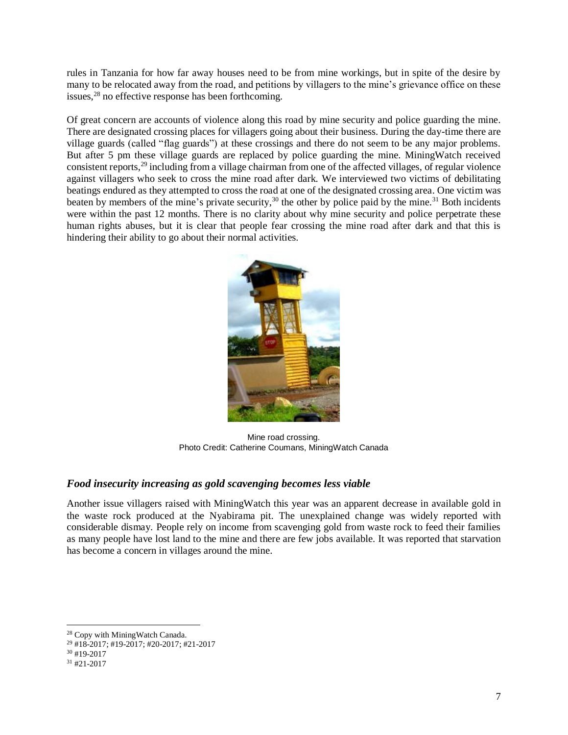rules in Tanzania for how far away houses need to be from mine workings, but in spite of the desire by many to be relocated away from the road, and petitions by villagers to the mine's grievance office on these issues,[28] no effective response has been forthcoming.

Of great concern are accounts of violence along this road by mine security and police guarding the mine. There are designated crossing places for villagers going about their business. During the day-time there are village guards (called "flag guards") at these crossings and there do not seem to be any major problems. But after 5 pm these village guards are replaced by police guarding the mine. MiningWatch received consistent reports,[29] including from a village chairman from one of the affected villages, of regular violence against villagers who seek to cross the mine road after dark. We interviewed two victims of debilitating beatings endured as they attempted to cross the road at one of the designated crossing area. One victim was beaten by members of the mine's private security,[30] the other by police paid by the mine.[31] Both incidents were within the past 12 months. There is no clarity about why mine security and police perpetrate these human rights abuses, but it is clear that people fear crossing the mine road after dark and that this is hindering their ability to go about their normal activities.

Mine road crossing.
Photo Credit: Catherine Coumans, MiningWatch Canada

### *Food insecurity increasing as gold scavenging becomes less viable*

Another issue villagers raised with MiningWatch this year was an apparent decrease in available gold in the waste rock produced at the Nyabirama pit. The unexplained change was widely reported with considerable dismay. People rely on income from scavenging gold from waste rock to feed their families as many people have lost land to the mine and there are few jobs available. It was reported that starvation has become a concern in villages around the mine.

---

[28] Copy with MiningWatch Canada.
[29] #18-2017; #19-2017; #20-2017; #21-2017
[30] #19-2017
[31] #21-2017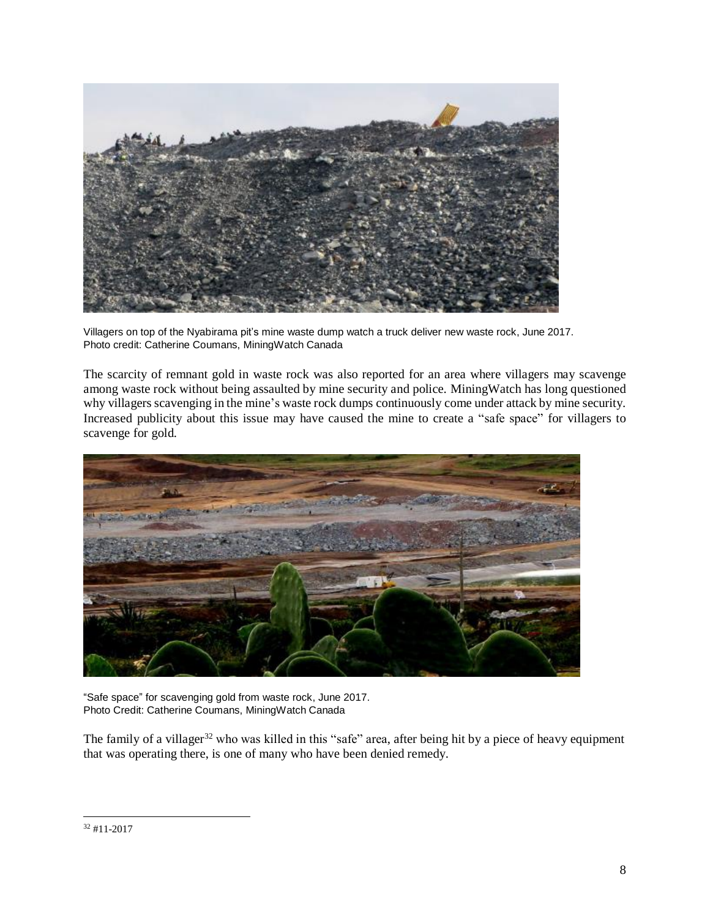Villagers on top of the Nyabirama pit's mine waste dump watch a truck deliver new waste rock, June 2017.
Photo credit: Catherine Coumans, MiningWatch Canada

The scarcity of remnant gold in waste rock was also reported for an area where villagers may scavenge among waste rock without being assaulted by mine security and police. MiningWatch has long questioned why villagers scavenging in the mine's waste rock dumps continuously come under attack by mine security. Increased publicity about this issue may have caused the mine to create a "safe space" for villagers to scavenge for gold.

"Safe space" for scavenging gold from waste rock, June 2017.
Photo Credit: Catherine Coumans, MiningWatch Canada

The family of a villager[32] who was killed in this "safe" area, after being hit by a piece of heavy equipment that was operating there, is one of many who have been denied remedy.

[32] #11-2017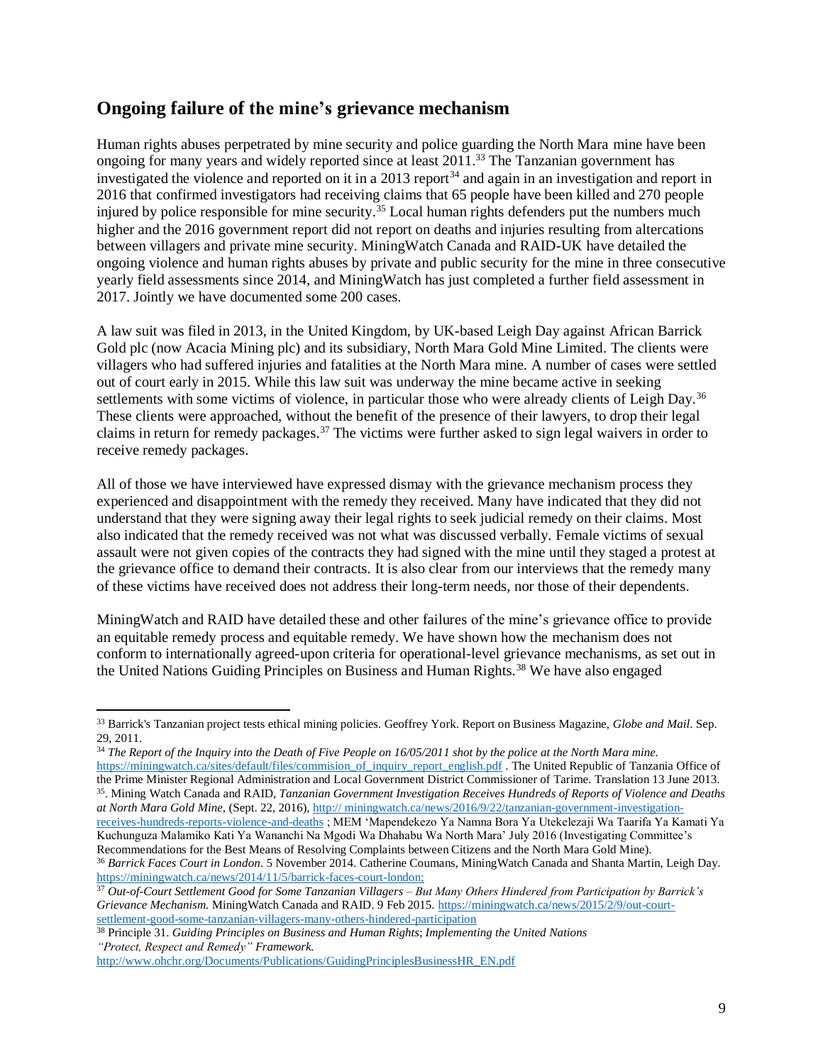## Ongoing failure of the mine's grievance mechanism

Human rights abuses perpetrated by mine security and police guarding the North Mara mine have been ongoing for many years and widely reported since at least 2011.[33] The Tanzanian government has investigated the violence and reported on it in a 2013 report[34] and again in an investigation and report in 2016 that confirmed investigators had receiving claims that 65 people have been killed and 270 people injured by police responsible for mine security.[35] Local human rights defenders put the numbers much higher and the 2016 government report did not report on deaths and injuries resulting from altercations between villagers and private mine security. MiningWatch Canada and RAID-UK have detailed the ongoing violence and human rights abuses by private and public security for the mine in three consecutive yearly field assessments since 2014, and MiningWatch has just completed a further field assessment in 2017. Jointly we have documented some 200 cases.

A law suit was filed in 2013, in the United Kingdom, by UK-based Leigh Day against African Barrick Gold plc (now Acacia Mining plc) and its subsidiary, North Mara Gold Mine Limited. The clients were villagers who had suffered injuries and fatalities at the North Mara mine. A number of cases were settled out of court early in 2015. While this law suit was underway the mine became active in seeking settlements with some victims of violence, in particular those who were already clients of Leigh Day.[36] These clients were approached, without the benefit of the presence of their lawyers, to drop their legal claims in return for remedy packages.[37] The victims were further asked to sign legal waivers in order to receive remedy packages.

All of those we have interviewed have expressed dismay with the grievance mechanism process they experienced and disappointment with the remedy they received. Many have indicated that they did not understand that they were signing away their legal rights to seek judicial remedy on their claims. Most also indicated that the remedy received was not what was discussed verbally. Female victims of sexual assault were not given copies of the contracts they had signed with the mine until they staged a protest at the grievance office to demand their contracts. It is also clear from our interviews that the remedy many of these victims have received does not address their long-term needs, nor those of their dependents.

MiningWatch and RAID have detailed these and other failures of the mine's grievance office to provide an equitable remedy process and equitable remedy. We have shown how the mechanism does not conform to internationally agreed-upon criteria for operational-level grievance mechanisms, as set out in the United Nations Guiding Principles on Business and Human Rights.[38] We have also engaged

---

[33] Barrick's Tanzanian project tests ethical mining policies. Geoffrey York. Report on Business Magazine, *Globe and Mail*. Sep. 29, 2011.

[34] *The Report of the Inquiry into the Death of Five People on 16/05/2011 shot by the police at the North Mara mine.* https://miningwatch.ca/sites/default/files/commision_of_inquiry_report_english.pdf . The United Republic of Tanzania Office of the Prime Minister Regional Administration and Local Government District Commissioner of Tarime. Translation 13 June 2013.

[35]. Mining Watch Canada and RAID, *Tanzanian Government Investigation Receives Hundreds of Reports of Violence and Deaths at North Mara Gold Mine*, (Sept. 22, 2016), http:// miningwatch.ca/news/2016/9/22/tanzanian-government-investigation-receives-hundreds-reports-violence-and-deaths ; MEM 'Mapendekezo Ya Namna Bora Ya Utekelezaji Wa Taarifa Ya Kamati Ya Kuchunguza Malamiko Kati Ya Wananchi Na Mgodi Wa Dhahabu Wa North Mara' July 2016 (Investigating Committee's Recommendations for the Best Means of Resolving Complaints between Citizens and the North Mara Gold Mine).

[36] *Barrick Faces Court in London*. 5 November 2014. Catherine Coumans, MiningWatch Canada and Shanta Martin, Leigh Day. https://miningwatch.ca/news/2014/11/5/barrick-faces-court-london;

[37] *Out-of-Court Settlement Good for Some Tanzanian Villagers – But Many Others Hindered from Participation by Barrick's Grievance Mechanism.* MiningWatch Canada and RAID. 9 Feb 2015. https://miningwatch.ca/news/2015/2/9/out-court-settlement-good-some-tanzanian-villagers-many-others-hindered-participation

[38] Principle 31. *Guiding Principles on Business and Human Rights*; *Implementing the United Nations "Protect, Respect and Remedy" Framework.* http://www.ohchr.org/Documents/Publications/GuidingPrinciplesBusinessHR_EN.pdf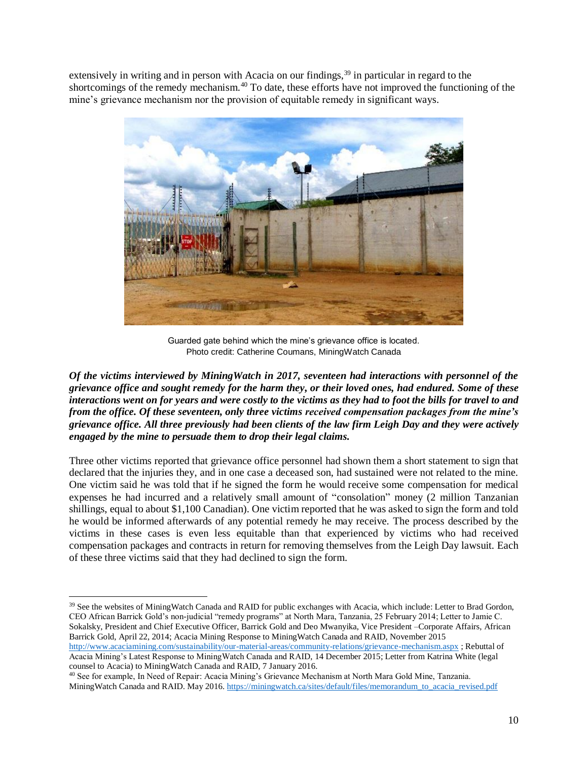extensively in writing and in person with Acacia on our findings,[39] in particular in regard to the shortcomings of the remedy mechanism.[40] To date, these efforts have not improved the functioning of the mine's grievance mechanism nor the provision of equitable remedy in significant ways.

Guarded gate behind which the mine's grievance office is located.
Photo credit: Catherine Coumans, MiningWatch Canada

***Of the victims interviewed by MiningWatch in 2017, seventeen had interactions with personnel of the grievance office and sought remedy for the harm they, or their loved ones, had endured. Some of these interactions went on for years and were costly to the victims as they had to foot the bills for travel to and from the office. Of these seventeen, only three victims received compensation packages from the mine's grievance office. All three previously had been clients of the law firm Leigh Day and they were actively engaged by the mine to persuade them to drop their legal claims.***

Three other victims reported that grievance office personnel had shown them a short statement to sign that declared that the injuries they, and in one case a deceased son, had sustained were not related to the mine. One victim said he was told that if he signed the form he would receive some compensation for medical expenses he had incurred and a relatively small amount of "consolation" money (2 million Tanzanian shillings, equal to about $1,100 Canadian). One victim reported that he was asked to sign the form and told he would be informed afterwards of any potential remedy he may receive. The process described by the victims in these cases is even less equitable than that experienced by victims who had received compensation packages and contracts in return for removing themselves from the Leigh Day lawsuit. Each of these three victims said that they had declined to sign the form.

---

[39] See the websites of MiningWatch Canada and RAID for public exchanges with Acacia, which include: Letter to Brad Gordon, CEO African Barrick Gold's non-judicial "remedy programs" at North Mara, Tanzania, 25 February 2014; Letter to Jamie C. Sokalsky, President and Chief Executive Officer, Barrick Gold and Deo Mwanyika, Vice President –Corporate Affairs, African Barrick Gold, April 22, 2014; Acacia Mining Response to MiningWatch Canada and RAID, November 2015 http://www.acaciamining.com/sustainability/our-material-areas/community-relations/grievance-mechanism.aspx ; Rebuttal of Acacia Mining's Latest Response to MiningWatch Canada and RAID, 14 December 2015; Letter from Katrina White (legal counsel to Acacia) to MiningWatch Canada and RAID, 7 January 2016.

[40] See for example, In Need of Repair: Acacia Mining's Grievance Mechanism at North Mara Gold Mine, Tanzania. MiningWatch Canada and RAID. May 2016. https://miningwatch.ca/sites/default/files/memorandum_to_acacia_revised.pdf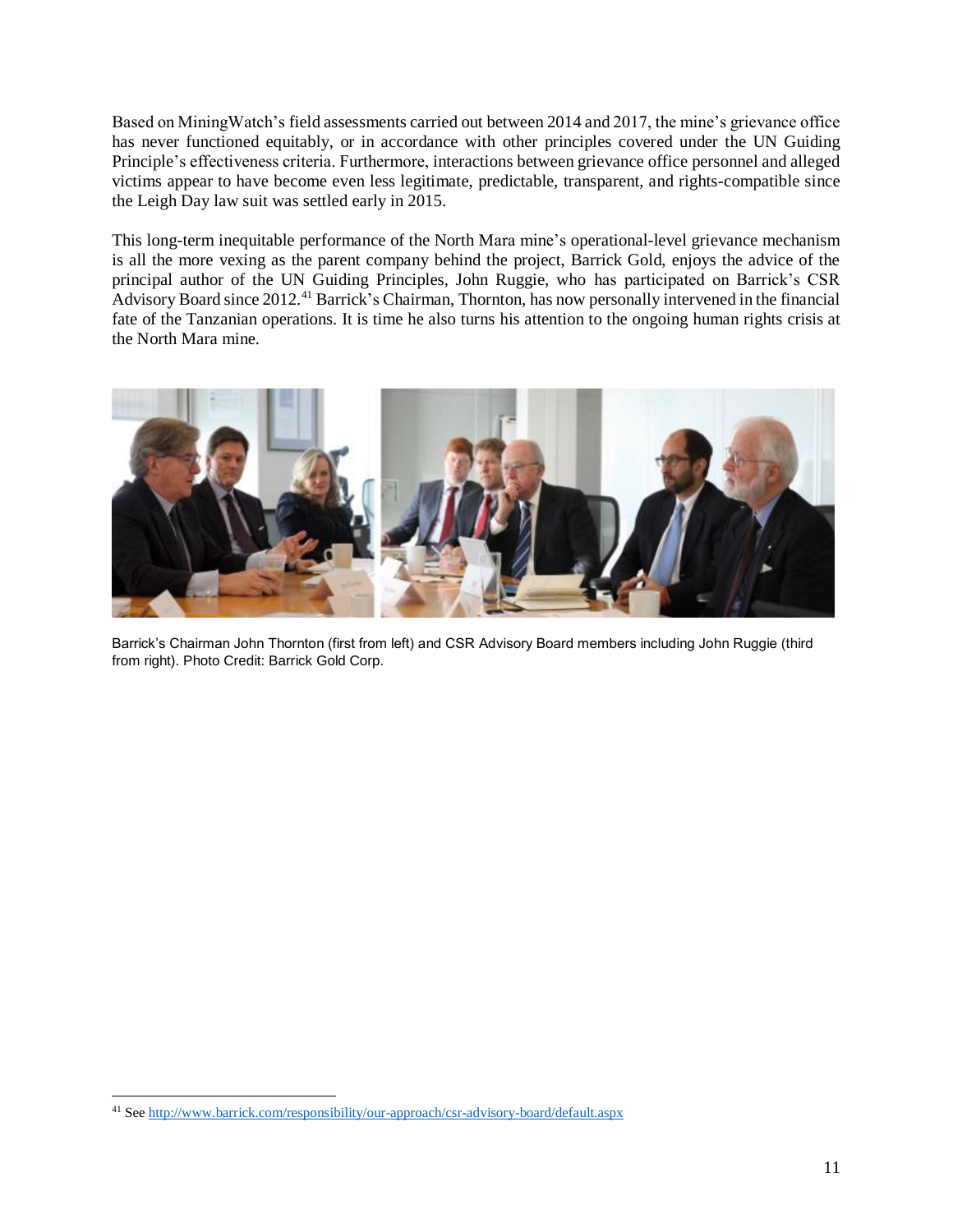Based on MiningWatch's field assessments carried out between 2014 and 2017, the mine's grievance office has never functioned equitably, or in accordance with other principles covered under the UN Guiding Principle's effectiveness criteria. Furthermore, interactions between grievance office personnel and alleged victims appear to have become even less legitimate, predictable, transparent, and rights-compatible since the Leigh Day law suit was settled early in 2015.

This long-term inequitable performance of the North Mara mine's operational-level grievance mechanism is all the more vexing as the parent company behind the project, Barrick Gold, enjoys the advice of the principal author of the UN Guiding Principles, John Ruggie, who has participated on Barrick's CSR Advisory Board since 2012.[41] Barrick's Chairman, Thornton, has now personally intervened in the financial fate of the Tanzanian operations. It is time he also turns his attention to the ongoing human rights crisis at the North Mara mine.

Barrick's Chairman John Thornton (first from left) and CSR Advisory Board members including John Ruggie (third from right). Photo Credit: Barrick Gold Corp.

[41] See http://www.barrick.com/responsibility/our-approach/csr-advisory-board/default.aspx